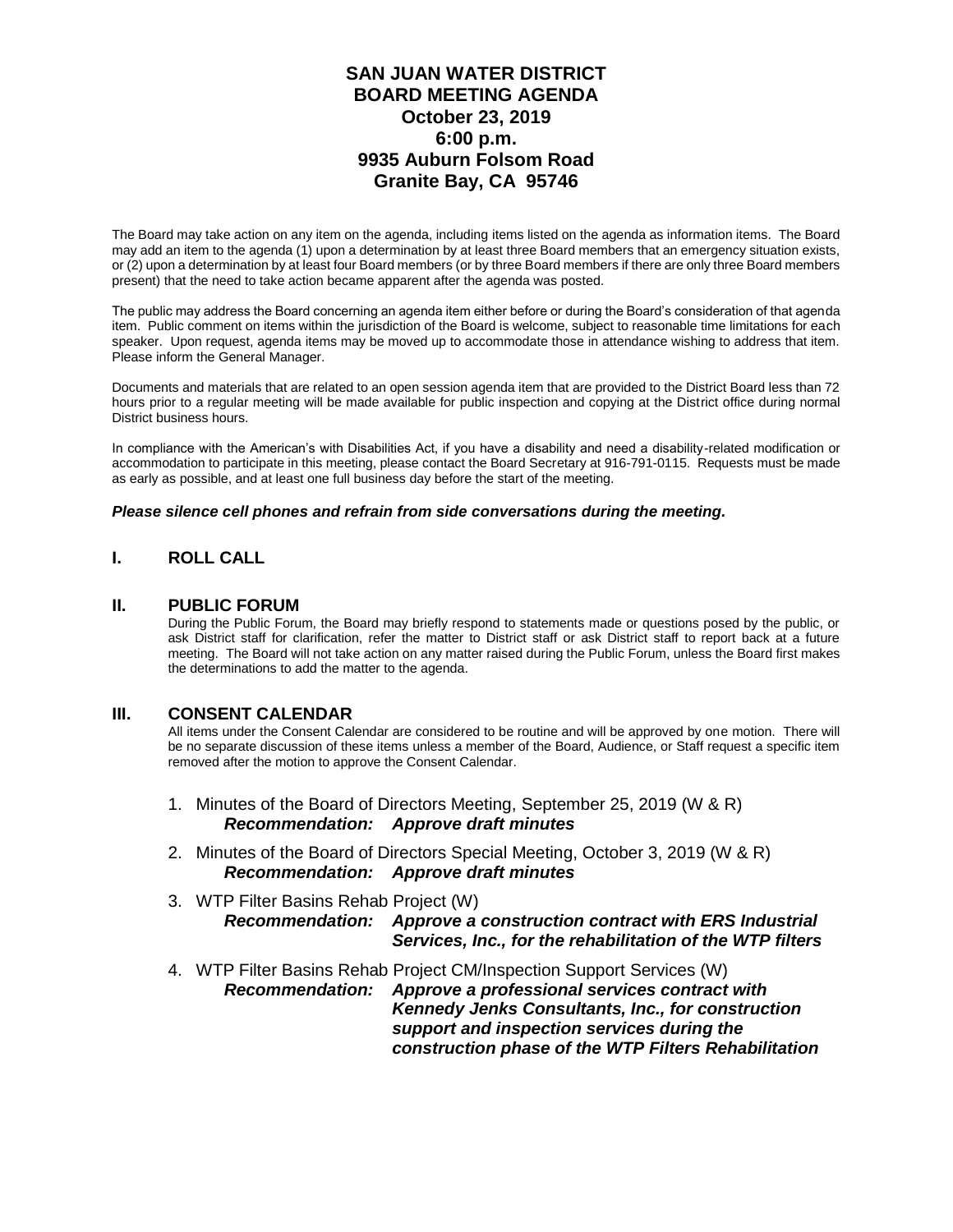# SAN JUAN WATER DISTRICT
# BOARD MEETING AGENDA
## October 23, 2019
## 6:00 p.m.
## 9935 Auburn Folsom Road
## Granite Bay, CA 95746

The Board may take action on any item on the agenda, including items listed on the agenda as information items. The Board may add an item to the agenda (1) upon a determination by at least three Board members that an emergency situation exists, or (2) upon a determination by at least four Board members (or by three Board members if there are only three Board members present) that the need to take action became apparent after the agenda was posted.

The public may address the Board concerning an agenda item either before or during the Board's consideration of that agenda item. Public comment on items within the jurisdiction of the Board is welcome, subject to reasonable time limitations for each speaker. Upon request, agenda items may be moved up to accommodate those in attendance wishing to address that item. Please inform the General Manager.

Documents and materials that are related to an open session agenda item that are provided to the District Board less than 72 hours prior to a regular meeting will be made available for public inspection and copying at the District office during normal District business hours.

In compliance with the American's with Disabilities Act, if you have a disability and need a disability-related modification or accommodation to participate in this meeting, please contact the Board Secretary at 916-791-0115. Requests must be made as early as possible, and at least one full business day before the start of the meeting.

***Please silence cell phones and refrain from side conversations during the meeting.***

## I. ROLL CALL

## II. PUBLIC FORUM

During the Public Forum, the Board may briefly respond to statements made or questions posed by the public, or ask District staff for clarification, refer the matter to District staff or ask District staff to report back at a future meeting. The Board will not take action on any matter raised during the Public Forum, unless the Board first makes the determinations to add the matter to the agenda.

## III. CONSENT CALENDAR

All items under the Consent Calendar are considered to be routine and will be approved by one motion. There will be no separate discussion of these items unless a member of the Board, Audience, or Staff request a specific item removed after the motion to approve the Consent Calendar.

1. Minutes of the Board of Directors Meeting, September 25, 2019 (W & R)
   ***Recommendation: Approve draft minutes***

2. Minutes of the Board of Directors Special Meeting, October 3, 2019 (W & R)
   ***Recommendation: Approve draft minutes***

3. WTP Filter Basins Rehab Project (W)
   ***Recommendation: Approve a construction contract with ERS Industrial Services, Inc., for the rehabilitation of the WTP filters***

4. WTP Filter Basins Rehab Project CM/Inspection Support Services (W)
   ***Recommendation: Approve a professional services contract with Kennedy Jenks Consultants, Inc., for construction support and inspection services during the construction phase of the WTP Filters Rehabilitation***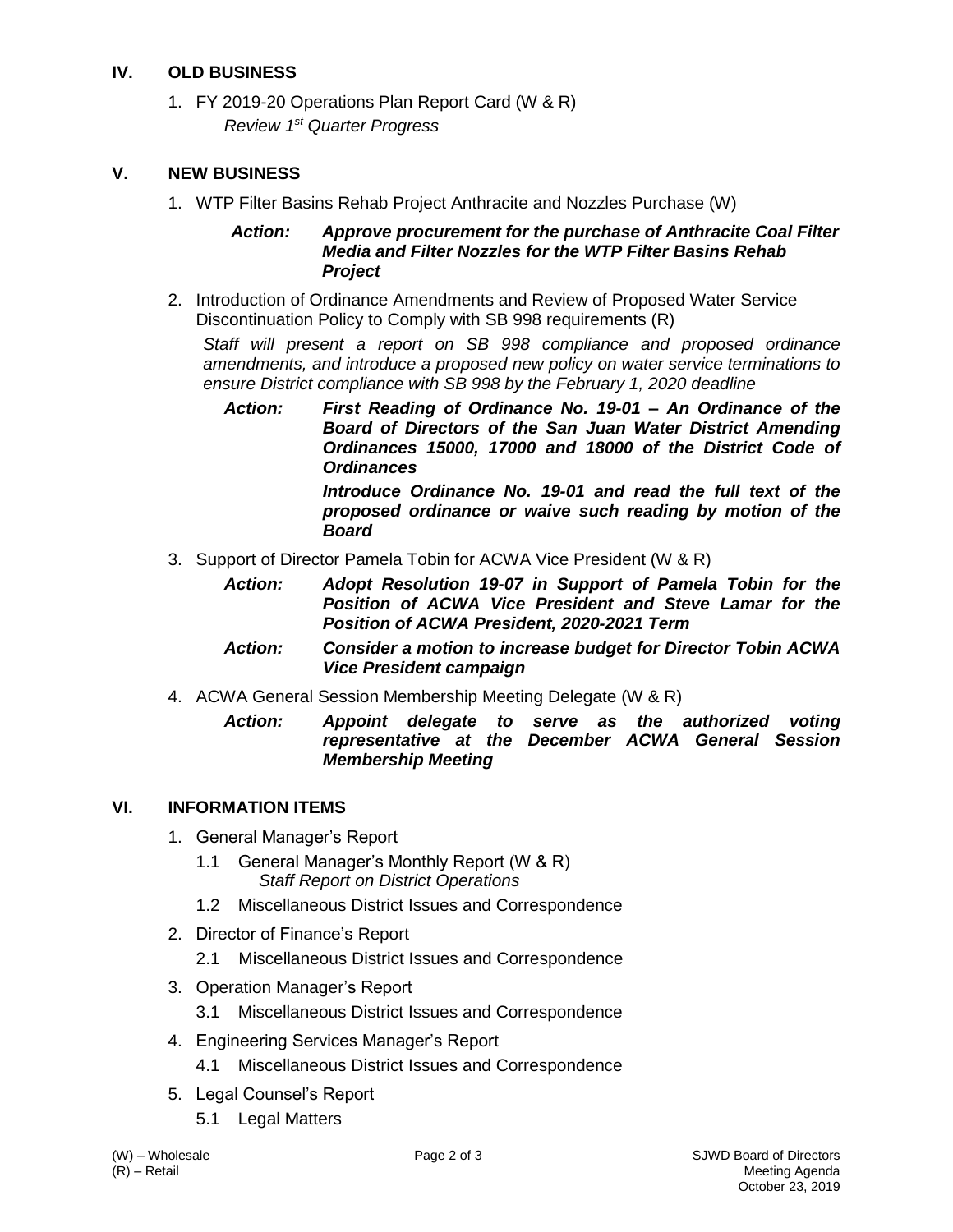## IV. OLD BUSINESS

1. FY 2019-20 Operations Plan Report Card (W & R)
   *Review 1st Quarter Progress*

## V. NEW BUSINESS

1. WTP Filter Basins Rehab Project Anthracite and Nozzles Purchase (W)

   ***Action: Approve procurement for the purchase of Anthracite Coal Filter Media and Filter Nozzles for the WTP Filter Basins Rehab Project***

2. Introduction of Ordinance Amendments and Review of Proposed Water Service Discontinuation Policy to Comply with SB 998 requirements (R)

   *Staff will present a report on SB 998 compliance and proposed ordinance amendments, and introduce a proposed new policy on water service terminations to ensure District compliance with SB 998 by the February 1, 2020 deadline*

   ***Action: First Reading of Ordinance No. 19-01 – An Ordinance of the Board of Directors of the San Juan Water District Amending Ordinances 15000, 17000 and 18000 of the District Code of Ordinances***

   ***Introduce Ordinance No. 19-01 and read the full text of the proposed ordinance or waive such reading by motion of the Board***

3. Support of Director Pamela Tobin for ACWA Vice President (W & R)

   ***Action: Adopt Resolution 19-07 in Support of Pamela Tobin for the Position of ACWA Vice President and Steve Lamar for the Position of ACWA President, 2020-2021 Term***

   ***Action: Consider a motion to increase budget for Director Tobin ACWA Vice President campaign***

4. ACWA General Session Membership Meeting Delegate (W & R)

   ***Action: Appoint delegate to serve as the authorized voting representative at the December ACWA General Session Membership Meeting***

## VI. INFORMATION ITEMS

1. General Manager's Report
   - 1.1 General Manager's Monthly Report (W & R)
     *Staff Report on District Operations*
   - 1.2 Miscellaneous District Issues and Correspondence
2. Director of Finance's Report
   - 2.1 Miscellaneous District Issues and Correspondence
3. Operation Manager's Report
   - 3.1 Miscellaneous District Issues and Correspondence
4. Engineering Services Manager's Report
   - 4.1 Miscellaneous District Issues and Correspondence
5. Legal Counsel's Report
   - 5.1 Legal Matters

(W) – Wholesale
(R) – Retail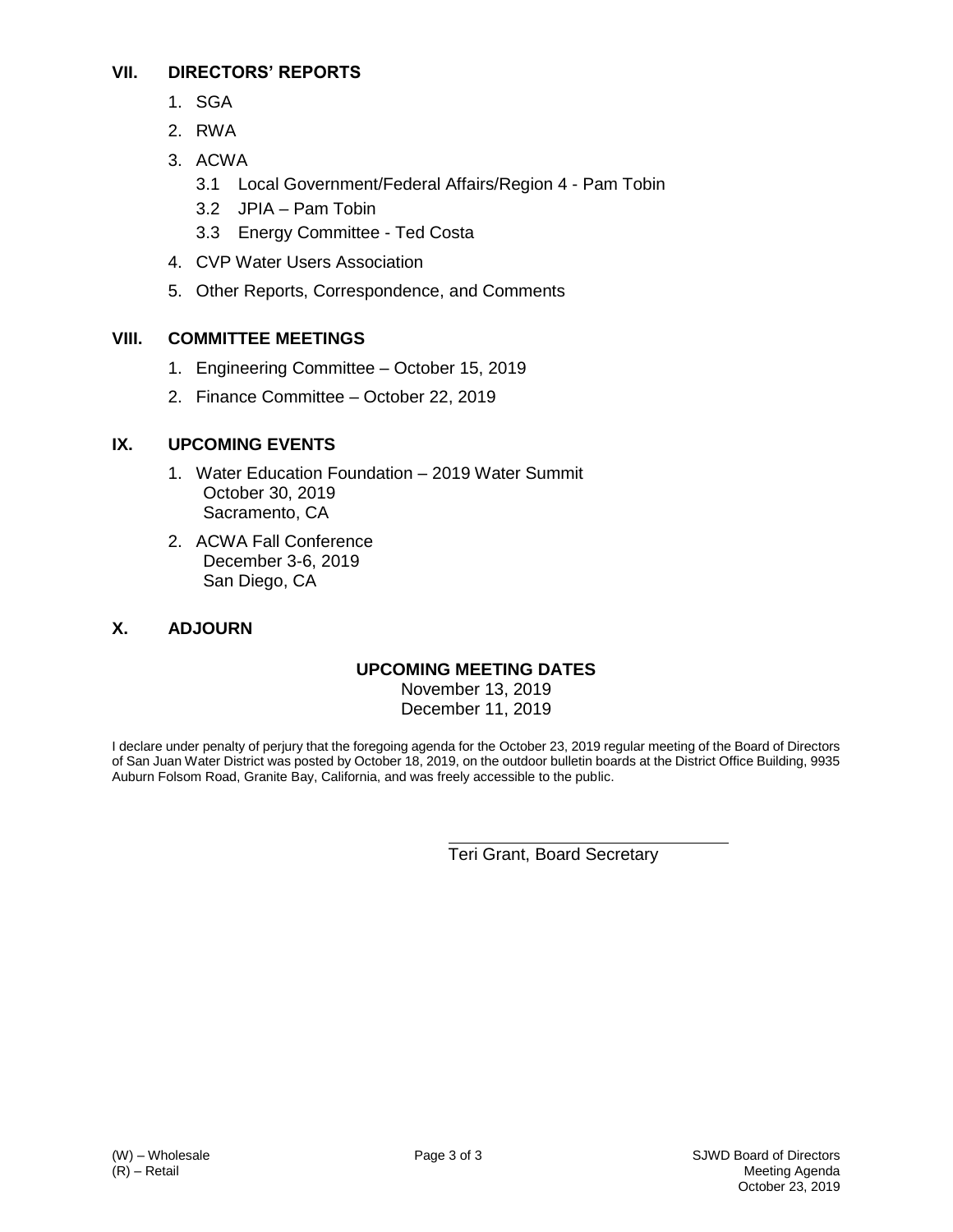## VII. DIRECTORS' REPORTS

1. SGA
2. RWA
3. ACWA
   - 3.1 Local Government/Federal Affairs/Region 4 - Pam Tobin
   - 3.2 JPIA – Pam Tobin
   - 3.3 Energy Committee - Ted Costa
4. CVP Water Users Association
5. Other Reports, Correspondence, and Comments

## VIII. COMMITTEE MEETINGS

1. Engineering Committee – October 15, 2019
2. Finance Committee – October 22, 2019

## IX. UPCOMING EVENTS

1. Water Education Foundation – 2019 Water Summit
   October 30, 2019
   Sacramento, CA
2. ACWA Fall Conference
   December 3-6, 2019
   San Diego, CA

## X. ADJOURN

**UPCOMING MEETING DATES**

November 13, 2019
December 11, 2019

I declare under penalty of perjury that the foregoing agenda for the October 23, 2019 regular meeting of the Board of Directors of San Juan Water District was posted by October 18, 2019, on the outdoor bulletin boards at the District Office Building, 9935 Auburn Folsom Road, Granite Bay, California, and was freely accessible to the public.

Teri Grant, Board Secretary

(W) – Wholesale
(R) – Retail